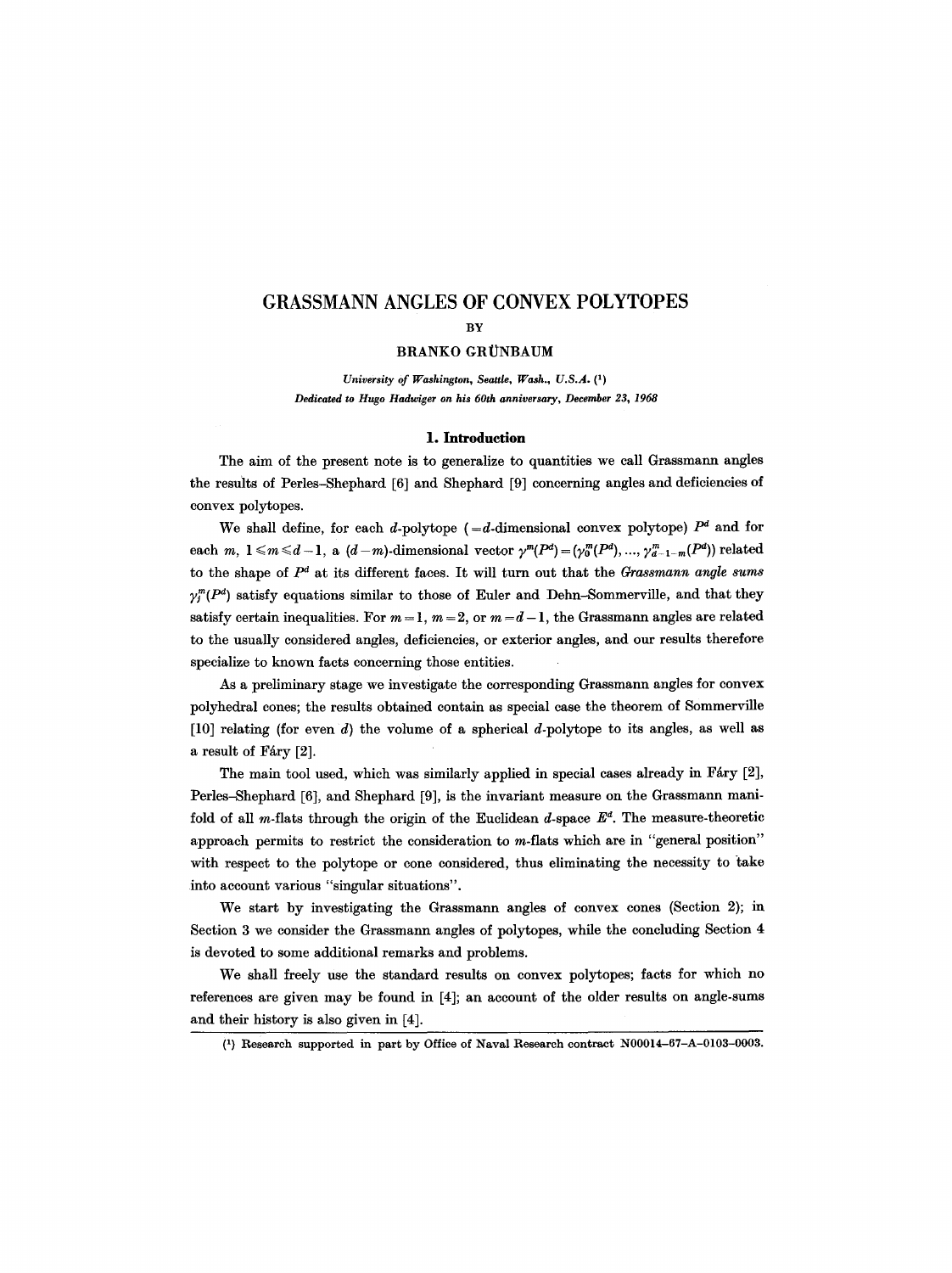# GRASSMANN ANGLES OF CONVEX POLYTOPES

BY

BRANKO GRÜNBAUM

*University of Washington, Seattle, Wash., U.S.A.* (1)

*Dedicated to Hugo Hadwiger on his 60th anniversary, December 23, 1968*

## 1. Introduction

The aim of the present note is to generalize to quantities we call Grassmann angles the results of Perles–Shephard [6] and Shephard [9] concerning angles and deficiencies of convex polytopes.

We shall define, for each $d$-polytope ($=d$-dimensional convex polytope) $P^d$ and for each $m$, $1 \leqslant m \leqslant d-1$, a $(d-m)$-dimensional vector $\gamma^m(P^d) = (\gamma_0^m(P^d), \ldots, \gamma_{d-1-m}^m(P^d))$ related to the shape of $P^d$ at its different faces. It will turn out that the *Grassmann angle sums* $\gamma_j^m(P^d)$ satisfy equations similar to those of Euler and Dehn–Sommerville, and that they satisfy certain inequalities. For $m=1$, $m=2$, or $m=d-1$, the Grassmann angles are related to the usually considered angles, deficiencies, or exterior angles, and our results therefore specialize to known facts concerning those entities.

As a preliminary stage we investigate the corresponding Grassmann angles for convex polyhedral cones; the results obtained contain as special case the theorem of Sommerville [10] relating (for even $d$) the volume of a spherical $d$-polytope to its angles, as well as a result of Fáry [2].

The main tool used, which was similarly applied in special cases already in Fáry [2], Perles–Shephard [6], and Shephard [9], is the invariant measure on the Grassmann manifold of all $m$-flats through the origin of the Euclidean $d$-space $E^d$. The measure-theoretic approach permits to restrict the consideration to $m$-flats which are in "general position" with respect to the polytope or cone considered, thus eliminating the necessity to take into account various "singular situations".

We start by investigating the Grassmann angles of convex cones (Section 2); in Section 3 we consider the Grassmann angles of polytopes, while the concluding Section 4 is devoted to some additional remarks and problems.

We shall freely use the standard results on convex polytopes; facts for which no references are given may be found in [4]; an account of the older results on angle-sums and their history is also given in [4].

(1) Research supported in part by Office of Naval Research contract N00014–67–A–0103–0003.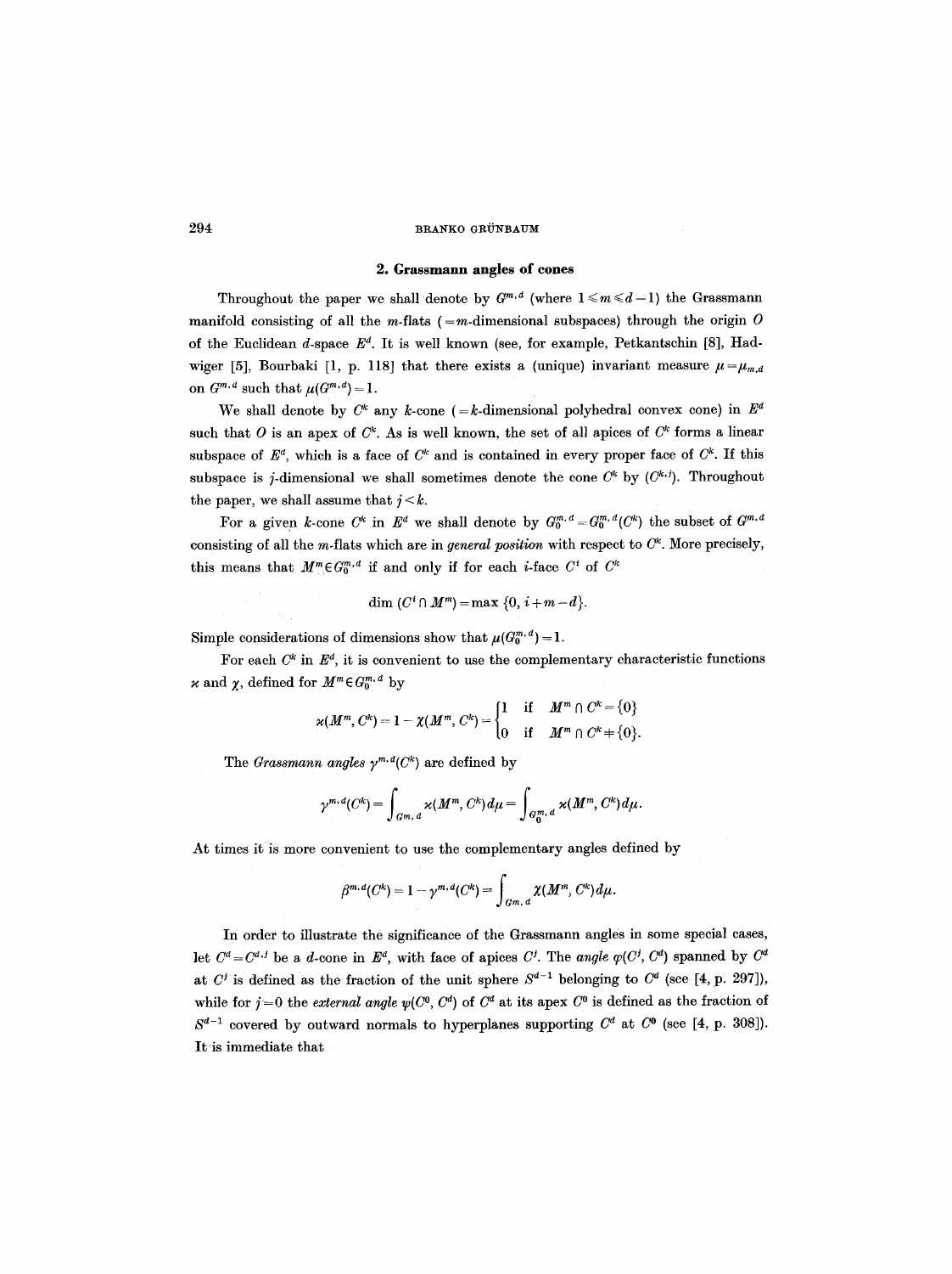## 2. Grassmann angles of cones

Throughout the paper we shall denote by $G^{m,d}$ (where $1 \leqslant m \leqslant d-1$) the Grassmann manifold consisting of all the $m$-flats ($=m$-dimensional subspaces) through the origin $O$ of the Euclidean $d$-space $E^d$. It is well known (see, for example, Petkantschin [8], Hadwiger [5], Bourbaki [1, p. 118] that there exists a (unique) invariant measure $\mu = \mu_{m,d}$ on $G^{m,d}$ such that $\mu(G^{m,d}) = 1$.

We shall denote by $C^k$ any $k$-cone ($=k$-dimensional polyhedral convex cone) in $E^d$ such that $O$ is an apex of $C^k$. As is well known, the set of all apices of $C^k$ forms a linear subspace of $E^d$, which is a face of $C^k$ and is contained in every proper face of $C^k$. If this subspace is $j$-dimensional we shall sometimes denote the cone $C^k$ by $(C^{k,j})$. Throughout the paper, we shall assume that $j < k$.

For a given $k$-cone $C^k$ in $E^d$ we shall denote by $G_0^{m,d} = G_0^{m,d}(C^k)$ the subset of $G^{m,d}$ consisting of all the $m$-flats which are in *general position* with respect to $C^k$. More precisely, this means that $M^m \in G_0^{m,d}$ if and only if for each $i$-face $C^i$ of $C^k$

$$\dim (C^i \cap M^m) = \max \{0, i+m-d\}.$$

Simple considerations of dimensions show that $\mu(G_0^{m,d}) = 1$.

For each $C^k$ in $E^d$, it is convenient to use the complementary characteristic functions $\varkappa$ and $\chi$, defined for $M^m \in G_0^{m,d}$ by

$$\varkappa(M^m, C^k) = 1 - \chi(M^m, C^k) = \begin{cases} 1 & \text{if} \quad M^m \cap C^k = \{0\} \\ 0 & \text{if} \quad M^m \cap C^k \neq \{0\}. \end{cases}$$

The *Grassmann angles* $\gamma^{m,d}(C^k)$ are defined by

$$\gamma^{m,d}(C^k) = \int_{G^{m,d}} \varkappa(M^m, C^k)\, d\mu = \int_{G_0^{m,d}} \varkappa(M^m, C^k)\, d\mu.$$

At times it is more convenient to use the complementary angles defined by

$$\beta^{m,d}(C^k) = 1 - \gamma^{m,d}(C^k) = \int_{G^{m,d}} \chi(M^m, C^k)\, d\mu.$$

In order to illustrate the significance of the Grassmann angles in some special cases, let $C^d = C^{d,j}$ be a $d$-cone in $E^d$, with face of apices $C^j$. The *angle* $\varphi(C^j, C^d)$ spanned by $C^d$ at $C^j$ is defined as the fraction of the unit sphere $S^{d-1}$ belonging to $C^d$ (see [4, p. 297]), while for $j=0$ the *external angle* $\psi(C^0, C^d)$ of $C^d$ at its apex $C^0$ is defined as the fraction of $S^{d-1}$ covered by outward normals to hyperplanes supporting $C^d$ at $C^0$ (see [4, p. 308]). It is immediate that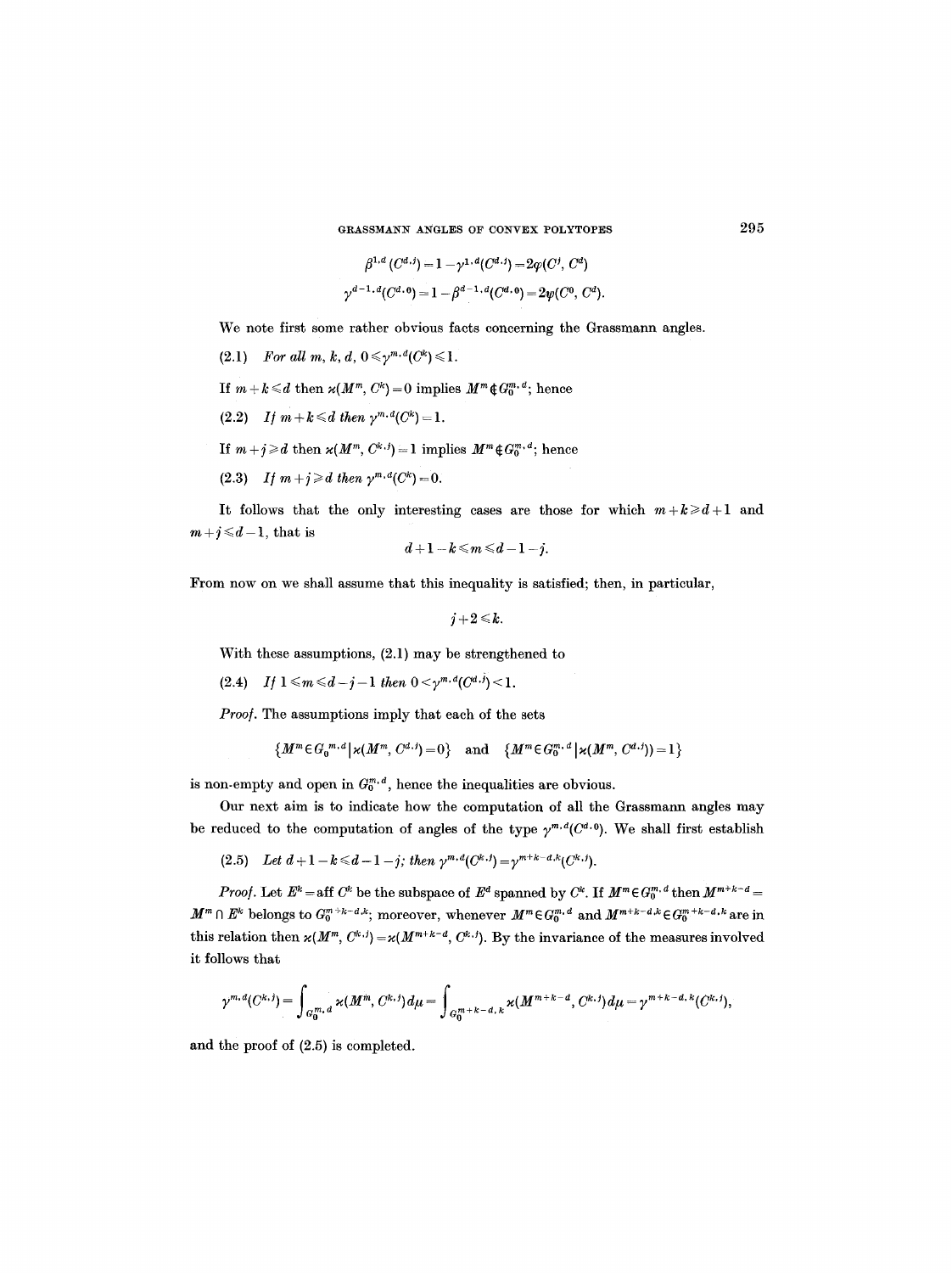$$\beta^{1,d}(C^{d,j}) = 1 - \gamma^{1,d}(C^{d,j}) = 2\varphi(C^j, C^d)$$

$$\gamma^{d-1,d}(C^{d,0}) = 1 - \beta^{d-1,d}(C^{d,0}) = 2\psi(C^0, C^d).$$

We note first some rather obvious facts concerning the Grassmann angles.

(2.1) *For all $m, k, d$, $0 \leqslant \gamma^{m,d}(C^k) \leqslant 1$.*

If $m + k \leqslant d$ then $\varkappa(M^m, C^k) = 0$ implies $M^m \notin G_0^{m,d}$; hence

(2.2) *If $m + k \leqslant d$ then $\gamma^{m,d}(C^k) = 1$.*

If $m + j \geqslant d$ then $\varkappa(M^m, C^{k,j}) = 1$ implies $M^m \notin G_0^{m,d}$; hence

(2.3) *If $m + j \geqslant d$ then $\gamma^{m,d}(C^k) = 0$.*

It follows that the only interesting cases are those for which $m + k \geqslant d + 1$ and $m + j \leqslant d - 1$, that is

$$d + 1 - k \leqslant m \leqslant d - 1 - j.$$

From now on we shall assume that this inequality is satisfied; then, in particular,

$$j + 2 \leqslant k.$$

With these assumptions, (2.1) may be strengthened to

(2.4) *If $1 \leqslant m \leqslant d - j - 1$ then $0 < \gamma^{m,d}(C^{d,j}) < 1$.*

*Proof.* The assumptions imply that each of the sets

$$\{M^m \in G_0^{m,d} \mid \varkappa(M^m, C^{d,j}) = 0\} \quad \text{and} \quad \{M^m \in G_0^{m,d} \mid \varkappa(M^m, C^{d,j})) = 1\}$$

is non-empty and open in $G_0^{m,d}$, hence the inequalities are obvious.

Our next aim is to indicate how the computation of all the Grassmann angles may be reduced to the computation of angles of the type $\gamma^{m,d}(C^{d,0})$. We shall first establish

(2.5) *Let $d + 1 - k \leqslant d - 1 - j$; then $\gamma^{m,d}(C^{k,j}) = \gamma^{m+k-d,k}(C^{k,j})$.*

*Proof.* Let $E^k = \operatorname{aff} C^k$ be the subspace of $E^d$ spanned by $C^k$. If $M^m \in G_0^{m,d}$ then $M^{m+k-d} = M^m \cap E^k$ belongs to $G_0^{m+k-d,k}$; moreover, whenever $M^m \in G_0^{m,d}$ and $M^{m+k-d,k} \in G_0^{m+k-d,k}$ are in this relation then $\varkappa(M^m, C^{k,j}) = \varkappa(M^{m+k-d}, C^{k,j})$. By the invariance of the measures involved it follows that

$$\gamma^{m,d}(C^{k,j}) = \int_{G_0^{m,d}} \varkappa(M^m, C^{k,j})\, d\mu = \int_{G_0^{m+k-d,k}} \varkappa(M^{m+k-d}, C^{k,j})\, d\mu = \gamma^{m+k-d,k}(C^{k,j}),$$

and the proof of (2.5) is completed.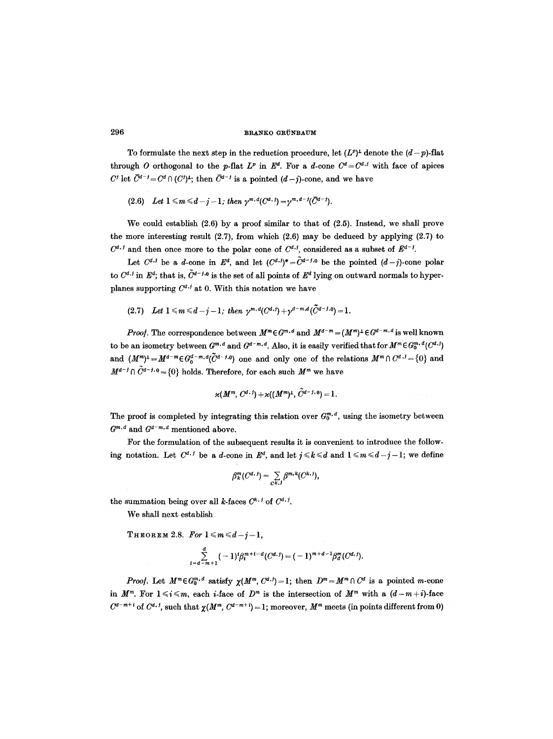To formulate the next step in the reduction procedure, let $(L^p)^\perp$ denote the $(d-p)$-flat through $O$ orthogonal to the $p$-flat $L^p$ in $E^d$. For a $d$-cone $C^d = C^{d,j}$ with face of apices $C^j$ let $\bar{C}^{d-j} = C^d \cap (C^j)^\perp$; then $\bar{C}^{d-j}$ is a pointed $(d-j)$-cone, and we have

(2.6) *Let* $1 \leq m \leq d-j-1$; *then* $\gamma^{m,d}(C^{d,j}) = \gamma^{m,d-j}(\bar{C}^{d-j})$.

We could establish (2.6) by a proof similar to that of (2.5). Instead, we shall prove the more interesting result (2.7), from which (2.6) may be deduced by applying (2.7) to $C^{d,j}$ and then once more to the polar cone of $C^{d,j}$, considered as a subset of $E^{d-j}$.

Let $C^{d,j}$ be a $d$-cone in $E^d$, and let $(C^{d,j})^* = \tilde{C}^{d-j,0}$ be the pointed $(d-j)$-cone polar to $C^{d,j}$ in $E^d$; that is, $\tilde{C}^{d-j,0}$ is the set of all points of $E^d$ lying on outward normals to hyperplanes supporting $C^{d,j}$ at 0. With this notation we have

(2.7) *Let* $1 \leq m \leq d-j-1$; *then* $\gamma^{m,d}(C^{d,j}) + \gamma^{d-m,d}(\tilde{C}^{d-j,0}) = 1$.

*Proof.* The correspondence between $M^m \in G^{m,d}$ and $M^{d-m} = (M^m)^\perp \in G^{d-m,d}$ is well known to be an isometry between $G^{m,d}$ and $G^{d-m,d}$. Also, it is easily verified that for $M^m \in G_0^{m,d}(C^{d,j})$ and $(M^m)^\perp = M^{d-m} \in G_0^{d-m,d}(\tilde{C}^{d-j,0})$ one and only one of the relations $M^m \cap C^{d,j} = \{0\}$ and $M^{d-j} \cap \tilde{C}^{d-j,0} = \{0\}$ holds. Therefore, for each such $M^m$ we have

$$\varkappa(M^m, C^{d,j}) + \varkappa((M^m)^\perp, \tilde{C}^{d-j,0}) = 1.$$

The proof is completed by integrating this relation over $G_0^{m,d}$, using the isometry between $G^{m,d}$ and $G^{d-m,d}$ mentioned above.

For the formulation of the subsequent results it is convenient to introduce the following notation. Let $C^{d,j}$ be a $d$-cone in $E^d$, and let $j \leq k \leq d$ and $1 \leq m \leq d-j-1$; we define

$$\beta_k^m(C^{d,j}) = \sum_{C^{k,j}} \beta^{m,k}(C^{k,j}),$$

the summation being over all $k$-faces $C^{k,j}$ of $C^{d,j}$.

We shall next establish

THEOREM 2.8. *For* $1 \leq m \leq d-j-1$,

$$\sum_{i=d-m+1}^{d} (-1)^i \beta_i^{m+i-d}(C^{d,j}) = (-1)^{m+d-1} \beta_d^m(C^{d,j}).$$

*Proof.* Let $M^m \in G_0^{m,d}$ satisfy $\chi(M^m, C^{d,j}) = 1$; then $D^m = M^m \cap C^d$ is a pointed $m$-cone in $M^m$. For $1 \leq i \leq m$, each $i$-face of $D^m$ is the intersection of $M^m$ with a $(d-m+i)$-face $C^{d-m+i}$ of $C^{d,j}$, such that $\chi(M^m, C^{d-m+i}) = 1$; moreover, $M^m$ meets (in points different from 0)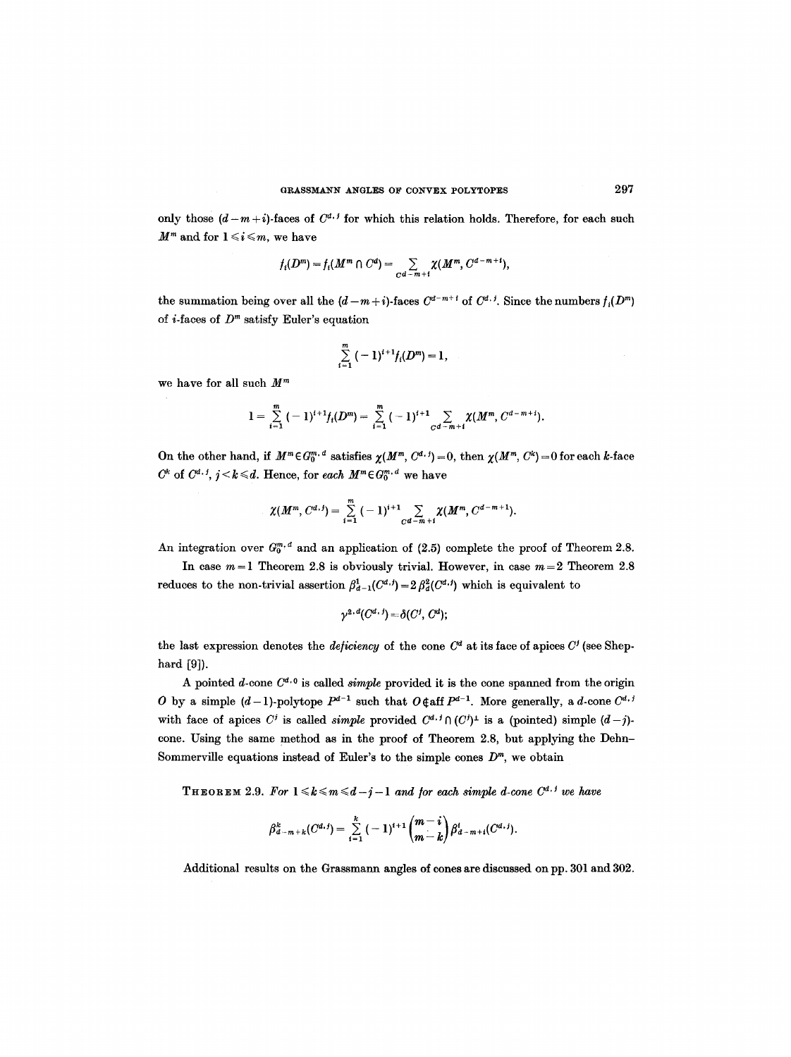only those $(d-m+i)$-faces of $C^{d,j}$ for which this relation holds. Therefore, for each such $M^m$ and for $1 \leqslant i \leqslant m$, we have

$$f_i(D^m) = f_i(M^m \cap C^d) = \sum_{C^{d-m+i}} \chi(M^m, C^{d-m+i}),$$

the summation being over all the $(d-m+i)$-faces $C^{d-m+i}$ of $C^{d,j}$. Since the numbers $f_i(D^m)$ of $i$-faces of $D^m$ satisfy Euler's equation

$$\sum_{i=1}^{m} (-1)^{i+1} f_i(D^m) = 1,$$

we have for all such $M^m$

$$1 = \sum_{i=1}^{m} (-1)^{i+1} f_i(D^m) = \sum_{i=1}^{m} (-1)^{i+1} \sum_{C^{d-m+i}} \chi(M^m, C^{d-m+i}).$$

On the other hand, if $M^m \in G_0^{m,d}$ satisfies $\chi(M^m, C^{d,j}) = 0$, then $\chi(M^m, C^k) = 0$ for each $k$-face $C^k$ of $C^{d,j}$, $j < k \leqslant d$. Hence, for *each* $M^m \in G_0^{m,d}$ we have

$$\chi(M^m, C^{d,j}) = \sum_{i=1}^{m} (-1)^{i+1} \sum_{C^{d-m+i}} \chi(M^m, C^{d-m+i}).$$

An integration over $G_0^{m,d}$ and an application of (2.5) complete the proof of Theorem 2.8.

In case $m=1$ Theorem 2.8 is obviously trivial. However, in case $m=2$ Theorem 2.8 reduces to the non-trivial assertion $\beta_{d-1}^1(C^{d,j}) = 2\beta_d^2(C^{d,j})$ which is equivalent to

$$\gamma^{2,d}(C^{d,j}) = \delta(C^j, C^d);$$

the last expression denotes the *deficiency* of the cone $C^d$ at its face of apices $C^j$ (see Shephard [9]).

A pointed $d$-cone $C^{d,0}$ is called *simple* provided it is the cone spanned from the origin $O$ by a simple $(d-1)$-polytope $P^{d-1}$ such that $O \notin \operatorname{aff} P^{d-1}$. More generally, a $d$-cone $C^{d,j}$ with face of apices $C^j$ is called *simple* provided $C^{d,j} \cap (C^j)^\perp$ is a (pointed) simple $(d-j)$-cone. Using the same method as in the proof of Theorem 2.8, but applying the Dehn–Sommerville equations instead of Euler's to the simple cones $D^m$, we obtain

**Theorem 2.9.** *For $1 \leqslant k \leqslant m \leqslant d-j-1$ and for each simple $d$-cone $C^{d,j}$ we have*

$$\beta_{d-m+k}^k(C^{d,j}) = \sum_{i=1}^{k} (-1)^{i+1} \binom{m-i}{m-k} \beta_{d-m+i}^i(C^{d,j}).$$

Additional results on the Grassmann angles of cones are discussed on pp. 301 and 302.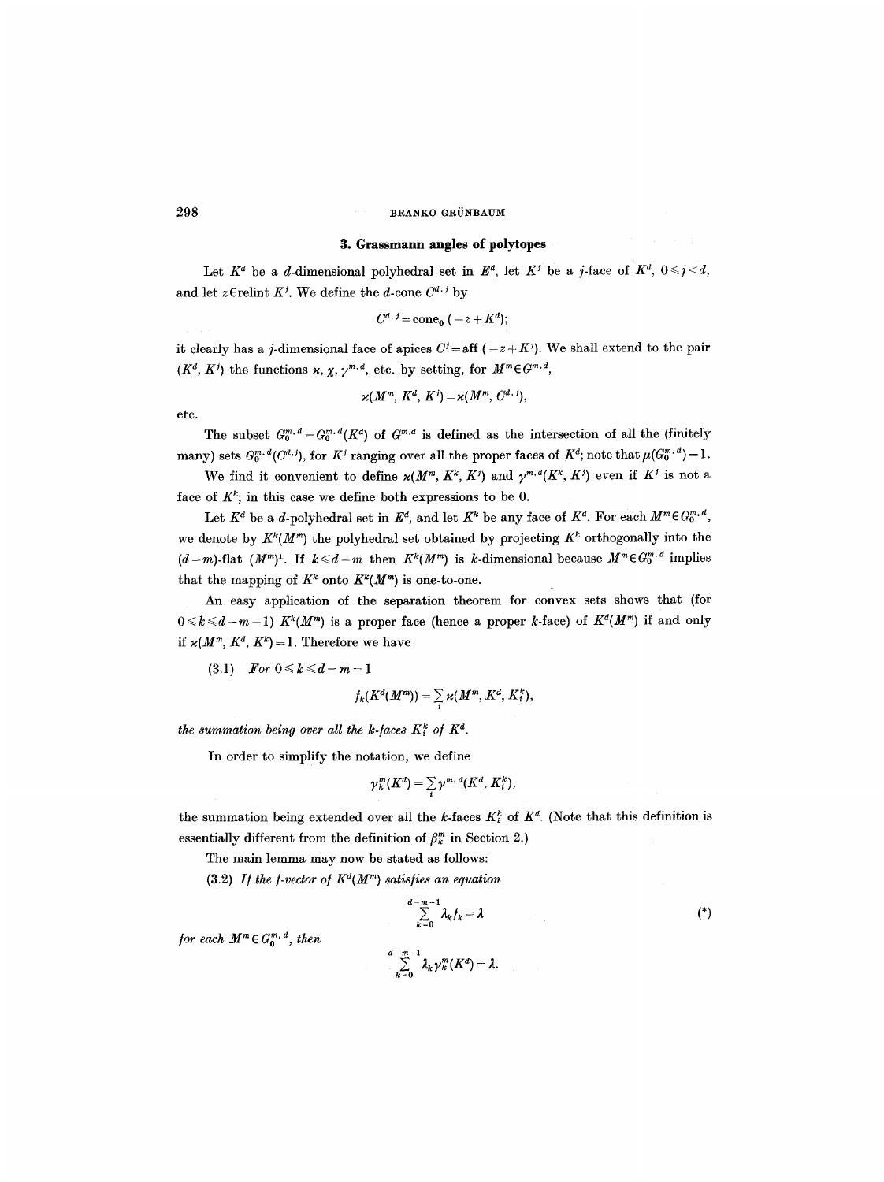## 3. Grassmann angles of polytopes

Let $K^d$ be a $d$-dimensional polyhedral set in $E^d$, let $K^j$ be a $j$-face of $K^d$, $0 \leq j < d$, and let $z \in \operatorname{relint} K^j$. We define the $d$-cone $C^{d,j}$ by

$$C^{d,j} = \operatorname{cone}_0 (-z + K^d);$$

it clearly has a $j$-dimensional face of apices $C^j = \operatorname{aff}(-z + K^j)$. We shall extend to the pair $(K^d, K^j)$ the functions $\varkappa$, $\chi$, $\gamma^{m,d}$, etc. by setting, for $M^m \in G^{m,d}$,

$$\varkappa(M^m, K^d, K^j) = \varkappa(M^m, C^{d,j}),$$

etc.

The subset $G_0^{m,d} = G_0^{m,d}(K^d)$ of $G^{m,d}$ is defined as the intersection of all the (finitely many) sets $G_0^{m,d}(C^{d,j})$, for $K^j$ ranging over all the proper faces of $K^d$; note that $\mu(G_0^{m,d}) = 1$.

We find it convenient to define $\varkappa(M^m, K^k, K^j)$ and $\gamma^{m,d}(K^k, K^j)$ even if $K^j$ is not a face of $K^k$; in this case we define both expressions to be 0.

Let $K^d$ be a $d$-polyhedral set in $E^d$, and let $K^k$ be any face of $K^d$. For each $M^m \in G_0^{m,d}$, we denote by $K^k(M^m)$ the polyhedral set obtained by projecting $K^k$ orthogonally into the $(d-m)$-flat $(M^m)^\perp$. If $k \leq d-m$ then $K^k(M^m)$ is $k$-dimensional because $M^m \in G_0^{m,d}$ implies that the mapping of $K^k$ onto $K^k(M^m)$ is one-to-one.

An easy application of the separation theorem for convex sets shows that (for $0 \leq k \leq d-m-1$) $K^k(M^m)$ is a proper face (hence a proper $k$-face) of $K^d(M^m)$ if and only if $\varkappa(M^m, K^d, K^k) = 1$. Therefore we have

(3.1) *For* $0 \leq k \leq d-m-1$

$$f_k(K^d(M^m)) = \sum_i \varkappa(M^m, K^d, K_i^k),$$

*the summation being over all the $k$-faces $K_i^k$ of $K^d$.*

In order to simplify the notation, we define

$$\gamma_k^m(K^d) = \sum_i \gamma^{m,d}(K^d, K_i^k),$$

the summation being extended over all the $k$-faces $K_i^k$ of $K^d$. (Note that this definition is essentially different from the definition of $\beta_k^m$ in Section 2.)

The main lemma may now be stated as follows:

(3.2) *If the $f$-vector of $K^d(M^m)$ satisfies an equation*

$$\sum_{k=0}^{d-m-1} \lambda_k f_k = \lambda \qquad (*)$$

*for each $M^m \in G_0^{m,d}$, then*

$$\sum_{k=0}^{d-m-1} \lambda_k \gamma_k^m(K^d) = \lambda.$$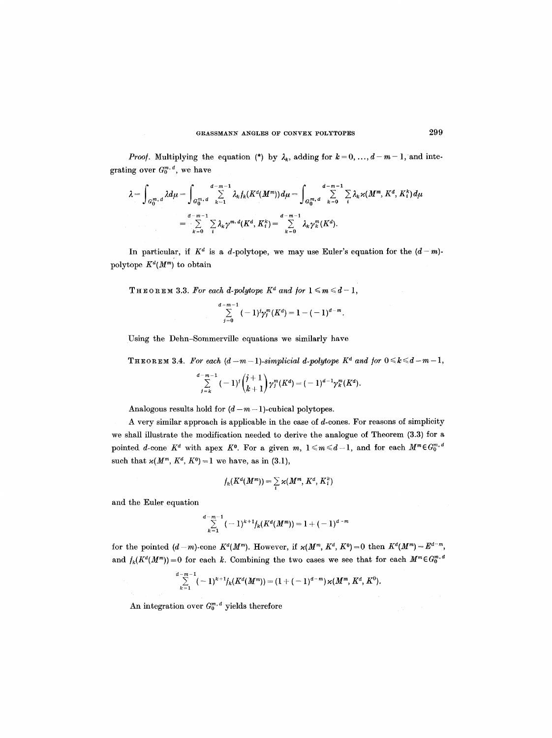*Proof.* Multiplying the equation (\*) by $\lambda_k$, adding for $k=0, \ldots, d-m-1$, and integrating over $G_0^{m,d}$, we have

$$\lambda = \int_{G_0^{m,d}} \lambda d\mu = \int_{G_0^{m,d}} \sum_{k=1}^{d-m-1} \lambda_k f_k(K^d(M^m))\, d\mu = \int_{G_0^{m,d}} \sum_{k=0}^{d-m-1} \sum_i \lambda_k \varkappa(M^m, K^d, K_i^k)\, d\mu$$

$$= \sum_{k=0}^{d-m-1} \sum_i \lambda_k \gamma^{m,d}(K^d, K_i^k) = \sum_{k=0}^{d-m-1} \lambda_k \gamma_k^m(K^d).$$

In particular, if $K^d$ is a $d$-polytope, we may use Euler's equation for the $(d-m)$-polytope $K^d(M^m)$ to obtain

**Theorem 3.3.** *For each $d$-polytope $K^d$ and for $1 \leqslant m \leqslant d-1$,*

$$\sum_{j=0}^{d-m-1} (-1)^j \gamma_j^m(K^d) = 1 - (-1)^{d-m}.$$

Using the Dehn-Sommerville equations we similarly have

**Theorem 3.4.** *For each $(d-m-1)$-simplicial $d$-polytope $K^d$ and for $0 \leqslant k \leqslant d-m-1$,*

$$\sum_{j=k}^{d-m-1} (-1)^j \binom{j+1}{k+1} \gamma_j^m(K^d) = (-1)^{d-1} \gamma_k^m(K^d).$$

Analogous results hold for $(d-m-1)$-cubical polytopes.

A very similar approach is applicable in the case of $d$-cones. For reasons of simplicity we shall illustrate the modification needed to derive the analogue of Theorem (3.3) for a pointed $d$-cone $K^d$ with apex $K^0$. For a given $m$, $1 \leqslant m \leqslant d-1$, and for each $M^m \in G_0^{m,d}$ such that $\varkappa(M^m, K^d, K^0) = 1$ we have, as in (3.1),

$$f_k(K^d(M^m)) = \sum_i \varkappa(M^m, K^d, K_i^k)$$

and the Euler equation

$$\sum_{k=1}^{d-m-1} (-1)^{k+1} f_k(K^d(M^m)) = 1 + (-1)^{d-m}$$

for the pointed $(d-m)$-cone $K^d(M^m)$. However, if $\varkappa(M^m, K^d, K^0) = 0$ then $K^d(M^m) = E^{d-m}$, and $f_k(K^d(M^m)) = 0$ for each $k$. Combining the two cases we see that for each $M^m \in G_0^{m,d}$

$$\sum_{k=1}^{d-m-1} (-1)^{k+1} f_k(K^d(M^m)) = (1 + (-1)^{d-m}) \varkappa(M^m, K^d, K^0).$$

An integration over $G_0^{m,d}$ yields therefore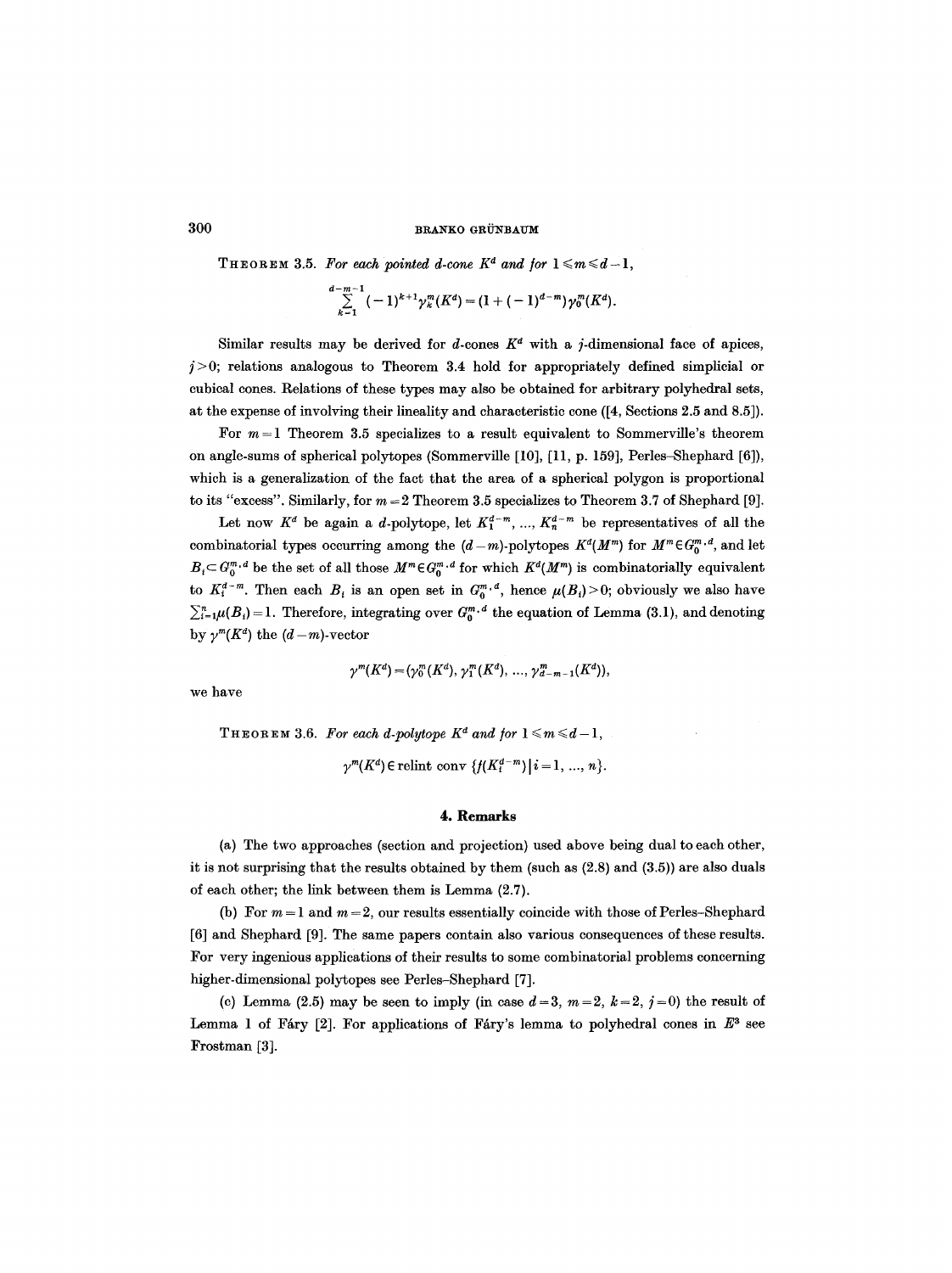**Theorem 3.5.** *For each pointed d-cone $K^d$ and for $1 \leqslant m \leqslant d-1$,*

$$\sum_{k=1}^{d-m-1} (-1)^{k+1} \gamma_k^m(K^d) = (1 + (-1)^{d-m}) \gamma_0^m(K^d).$$

Similar results may be derived for $d$-cones $K^d$ with a $j$-dimensional face of apices, $j > 0$; relations analogous to Theorem 3.4 hold for appropriately defined simplicial or cubical cones. Relations of these types may also be obtained for arbitrary polyhedral sets, at the expense of involving their lineality and characteristic cone ([4, Sections 2.5 and 8.5]).

For $m = 1$ Theorem 3.5 specializes to a result equivalent to Sommerville's theorem on angle-sums of spherical polytopes (Sommerville [10], [11, p. 159], Perles–Shephard [6]), which is a generalization of the fact that the area of a spherical polygon is proportional to its "excess". Similarly, for $m = 2$ Theorem 3.5 specializes to Theorem 3.7 of Shephard [9].

Let now $K^d$ be again a $d$-polytope, let $K_1^{d-m}, \ldots, K_n^{d-m}$ be representatives of all the combinatorial types occurring among the $(d-m)$-polytopes $K^d(M^m)$ for $M^m \in G_0^{m,d}$, and let $B_i \subset G_0^{m,d}$ be the set of all those $M^m \in G_0^{m,d}$ for which $K^d(M^m)$ is combinatorially equivalent to $K_i^{d-m}$. Then each $B_i$ is an open set in $G_0^{m,d}$, hence $\mu(B_i) > 0$; obviously we also have $\sum_{i=1}^n \mu(B_i) = 1$. Therefore, integrating over $G_0^{m,d}$ the equation of Lemma (3.1), and denoting by $\gamma^m(K^d)$ the $(d-m)$-vector

$$\gamma^m(K^d) = (\gamma_0^m(K^d), \gamma_1^m(K^d), \ldots, \gamma_{d-m-1}^m(K^d)),$$

we have

**Theorem 3.6.** *For each d-polytope $K^d$ and for $1 \leqslant m \leqslant d-1$,*

$$\gamma^m(K^d) \in \operatorname{relint} \operatorname{conv} \{ f(K_i^{d-m}) \mid i = 1, \ldots, n \}.$$

## 4. Remarks

(a) The two approaches (section and projection) used above being dual to each other, it is not surprising that the results obtained by them (such as (2.8) and (3.5)) are also duals of each other; the link between them is Lemma (2.7).

(b) For $m = 1$ and $m = 2$, our results essentially coincide with those of Perles–Shephard [6] and Shephard [9]. The same papers contain also various consequences of these results. For very ingenious applications of their results to some combinatorial problems concerning higher-dimensional polytopes see Perles–Shephard [7].

(c) Lemma (2.5) may be seen to imply (in case $d = 3$, $m = 2$, $k = 2$, $j = 0$) the result of Lemma 1 of Fáry [2]. For applications of Fáry's lemma to polyhedral cones in $E^3$ see Frostman [3].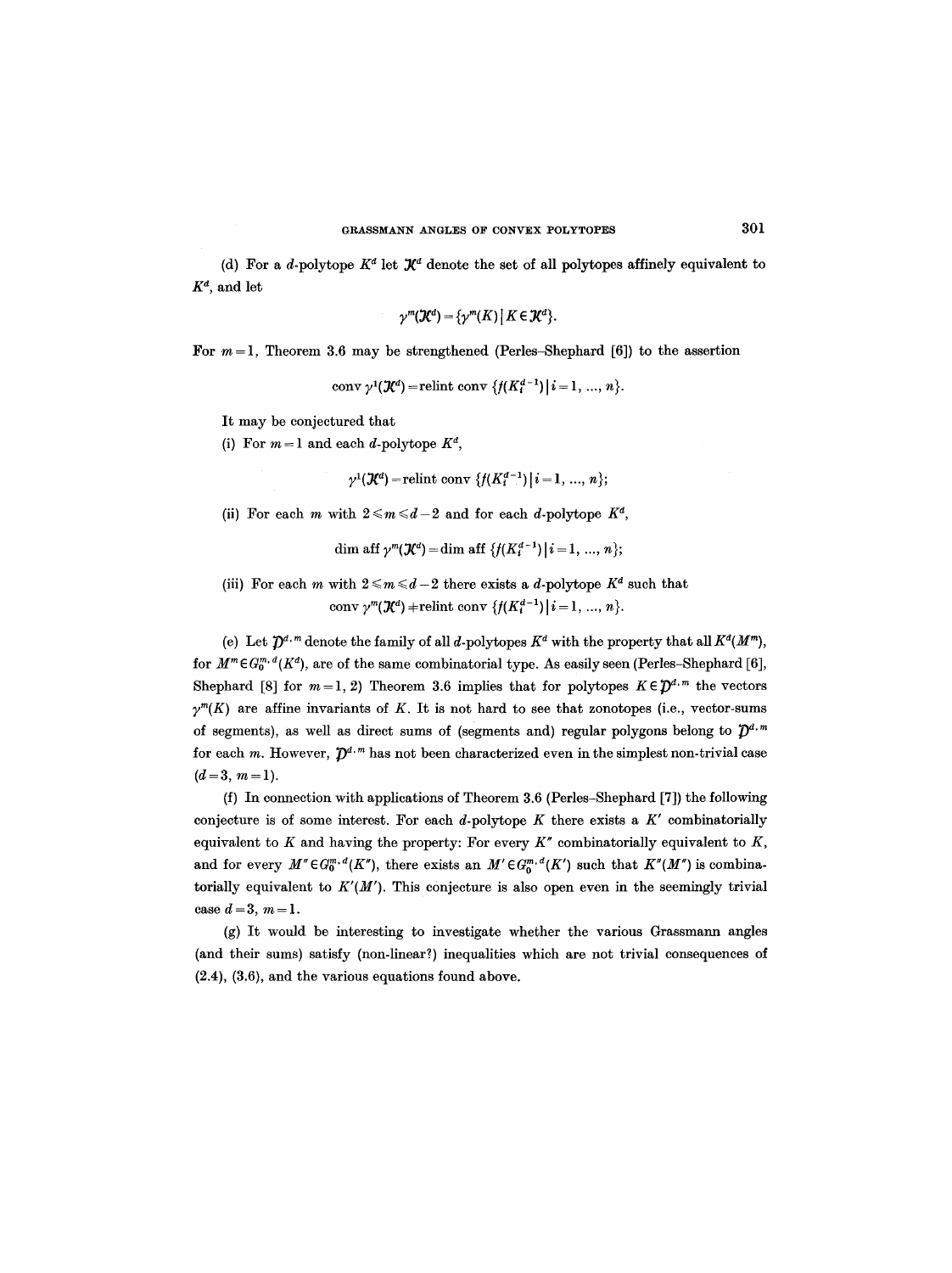(d) For a $d$-polytope $K^d$ let $\mathcal{K}^d$ denote the set of all polytopes affinely equivalent to $K^d$, and let

$$\gamma^m(\mathcal{K}^d) = \{\gamma^m(K) \mid K \in \mathcal{K}^d\}.$$

For $m = 1$, Theorem 3.6 may be strengthened (Perles–Shephard [6]) to the assertion

$$\operatorname{conv} \gamma^1(\mathcal{K}^d) = \operatorname{relint} \operatorname{conv} \{f(K_i^{d-1}) \mid i = 1, \ldots, n\}.$$

It may be conjectured that

(i) For $m = 1$ and each $d$-polytope $K^d$,

$$\gamma^1(\mathcal{K}^d) = \operatorname{relint} \operatorname{conv} \{f(K_i^{d-1}) \mid i = 1, \ldots, n\};$$

(ii) For each $m$ with $2 \leqslant m \leqslant d-2$ and for each $d$-polytope $K^d$,

$$\dim \operatorname{aff} \gamma^m(\mathcal{K}^d) = \dim \operatorname{aff} \{f(K_i^{d-1}) \mid i = 1, \ldots, n\};$$

(iii) For each $m$ with $2 \leqslant m \leqslant d-2$ there exists a $d$-polytope $K^d$ such that

$$\operatorname{conv} \gamma^m(\mathcal{K}^d) \neq \operatorname{relint} \operatorname{conv} \{f(K_i^{d-1}) \mid i = 1, \ldots, n\}.$$

(e) Let $\mathcal{D}^{d,m}$ denote the family of all $d$-polytopes $K^d$ with the property that all $K^d(M^m)$, for $M^m \in G_0^{m,d}(K^d)$, are of the same combinatorial type. As easily seen (Perles–Shephard [6], Shephard [8] for $m = 1, 2$) Theorem 3.6 implies that for polytopes $K \in \mathcal{D}^{d,m}$ the vectors $\gamma^m(K)$ are affine invariants of $K$. It is not hard to see that zonotopes (i.e., vector-sums of segments), as well as direct sums of (segments and) regular polygons belong to $\mathcal{D}^{d,m}$ for each $m$. However, $\mathcal{D}^{d,m}$ has not been characterized even in the simplest non-trivial case ($d = 3$, $m = 1$).

(f) In connection with applications of Theorem 3.6 (Perles–Shephard [7]) the following conjecture is of some interest. For each $d$-polytope $K$ there exists a $K'$ combinatorially equivalent to $K$ and having the property: For every $K''$ combinatorially equivalent to $K$, and for every $M'' \in G_0^{m,d}(K'')$, there exists an $M' \in G_0^{m,d}(K')$ such that $K''(M'')$ is combinatorially equivalent to $K'(M')$. This conjecture is also open even in the seemingly trivial case $d = 3$, $m = 1$.

(g) It would be interesting to investigate whether the various Grassmann angles (and their sums) satisfy (non-linear?) inequalities which are not trivial consequences of (2.4), (3.6), and the various equations found above.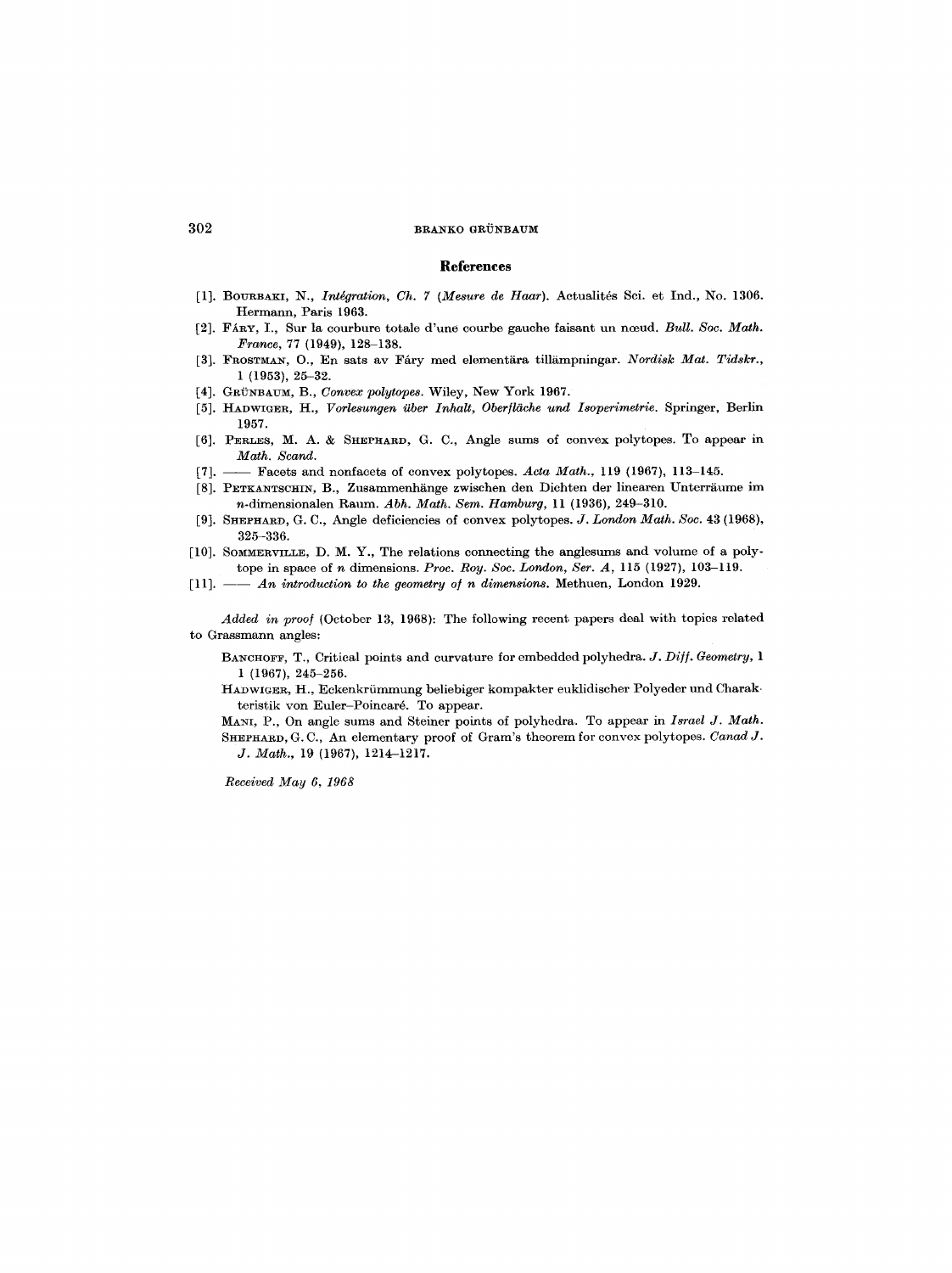## References

[1]. Bourbaki, N., *Intégration, Ch. 7 (Mesure de Haar)*. Actualités Sci. et Ind., No. 1306. Hermann, Paris 1963.

[2]. Fáry, I., Sur la courbure totale d'une courbe gauche faisant un nœud. *Bull. Soc. Math. France*, 77 (1949), 128–138.

[3]. Frostman, O., En sats av Fáry med elementära tillämpningar. *Nordisk Mat. Tidskr.*, 1 (1953), 25–32.

[4]. Grünbaum, B., *Convex polytopes*. Wiley, New York 1967.

[5]. Hadwiger, H., *Vorlesungen über Inhalt, Oberfläche und Isoperimetrie*. Springer, Berlin 1957.

[6]. Perles, M. A. & Shephard, G. C., Angle sums of convex polytopes. To appear in *Math. Scand.*

[7]. —— Facets and nonfacets of convex polytopes. *Acta Math.*, 119 (1967), 113–145.

[8]. Petkantschin, B., Zusammenhänge zwischen den Dichten der linearen Unterräume im $n$-dimensionalen Raum. *Abh. Math. Sem. Hamburg*, 11 (1936), 249–310.

[9]. Shephard, G. C., Angle deficiencies of convex polytopes. *J. London Math. Soc.* 43 (1968), 325–336.

[10]. Sommerville, D. M. Y., The relations connecting the anglesums and volume of a polytope in space of $n$ dimensions. *Proc. Roy. Soc. London, Ser. A*, 115 (1927), 103–119.

[11]. —— *An introduction to the geometry of n dimensions*. Methuen, London 1929.

*Added in proof* (October 13, 1968): The following recent papers deal with topics related to Grassmann angles:

Banchoff, T., Critical points and curvature for embedded polyhedra. *J. Diff. Geometry*, 1 1 (1967), 245–256.

Hadwiger, H., Eckenkrümmung beliebiger kompakter euklidischer Polyeder und Charakteristik von Euler–Poincaré. To appear.

Mani, P., On angle sums and Steiner points of polyhedra. To appear in *Israel J. Math.*

Shephard, G. C., An elementary proof of Gram's theorem for convex polytopes. *Canad J. J. Math.*, 19 (1967), 1214–1217.

*Received May 6, 1968*